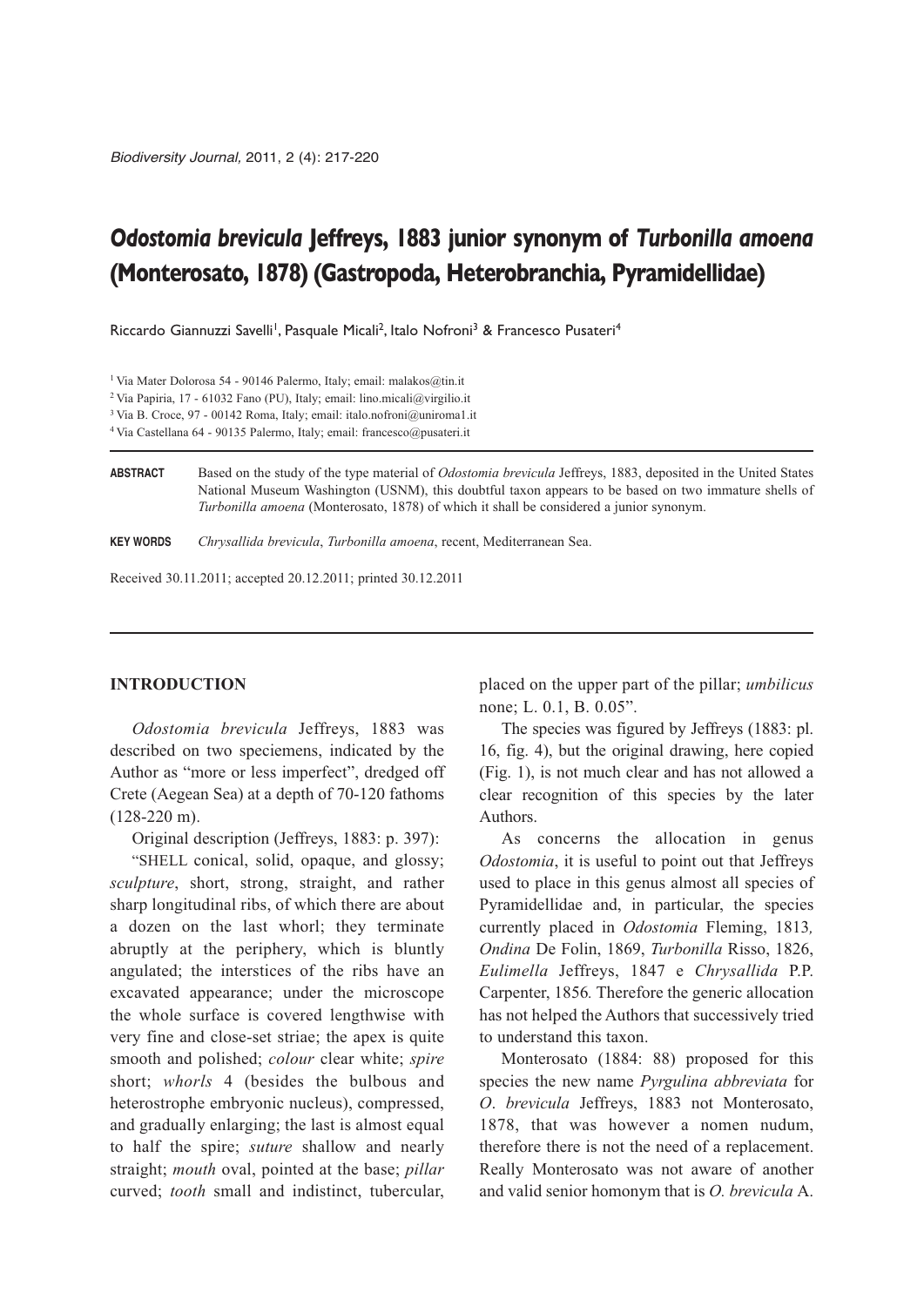# *Odostomia brevicula* Jeffreys, 1883 junior synonym of *Turbonilla amoena* (Monterosato, 1878) (Gastropoda, Heterobranchia, Pyramidellidae)

Riccardo Giannuzzi Savelli[1], Pasquale Micali[2], Italo Nofroni[3] & Francesco Pusateri[4]

[1] Via Mater Dolorosa 54 - 90146 Palermo, Italy; email: malakos@tin.it
[2] Via Papiria, 17 - 61032 Fano (PU), Italy; email: lino.micali@virgilio.it
[3] Via B. Croce, 97 - 00142 Roma, Italy; email: italo.nofroni@uniroma1.it
[4] Via Castellana 64 - 90135 Palermo, Italy; email: francesco@pusateri.it

**ABSTRACT** Based on the study of the type material of *Odostomia brevicula* Jeffreys, 1883, deposited in the United States National Museum Washington (USNM), this doubtful taxon appears to be based on two immature shells of *Turbonilla amoena* (Monterosato, 1878) of which it shall be considered a junior synonym.

**KEY WORDS** *Chrysallida brevicula*, *Turbonilla amoena*, recent, Mediterranean Sea.

Received 30.11.2011; accepted 20.12.2011; printed 30.12.2011

## INTRODUCTION

*Odostomia brevicula* Jeffreys, 1883 was described on two speciemens, indicated by the Author as "more or less imperfect", dredged off Crete (Aegean Sea) at a depth of 70-120 fathoms (128-220 m).

Original description (Jeffreys, 1883: p. 397):

"SHELL conical, solid, opaque, and glossy; *sculpture*, short, strong, straight, and rather sharp longitudinal ribs, of which there are about a dozen on the last whorl; they terminate abruptly at the periphery, which is bluntly angulated; the interstices of the ribs have an excavated appearance; under the microscope the whole surface is covered lengthwise with very fine and close-set striae; the apex is quite smooth and polished; *colour* clear white; *spire* short; *whorls* 4 (besides the bulbous and heterostrophe embryonic nucleus), compressed, and gradually enlarging; the last is almost equal to half the spire; *suture* shallow and nearly straight; *mouth* oval, pointed at the base; *pillar* curved; *tooth* small and indistinct, tubercular, placed on the upper part of the pillar; *umbilicus* none; L. 0.1, B. 0.05".

The species was figured by Jeffreys (1883: pl. 16, fig. 4), but the original drawing, here copied (Fig. 1), is not much clear and has not allowed a clear recognition of this species by the later Authors.

As concerns the allocation in genus *Odostomia*, it is useful to point out that Jeffreys used to place in this genus almost all species of Pyramidellidae and, in particular, the species currently placed in *Odostomia* Fleming, 1813*, Ondina* De Folin, 1869, *Turbonilla* Risso, 1826, *Eulimella* Jeffreys, 1847 e *Chrysallida* P.P. Carpenter, 1856*.* Therefore the generic allocation has not helped the Authors that successively tried to understand this taxon.

Monterosato (1884: 88) proposed for this species the new name *Pyrgulina abbreviata* for *O*. *brevicula* Jeffreys, 1883 not Monterosato, 1878, that was however a nomen nudum, therefore there is not the need of a replacement. Really Monterosato was not aware of another and valid senior homonym that is *O. brevicula* A.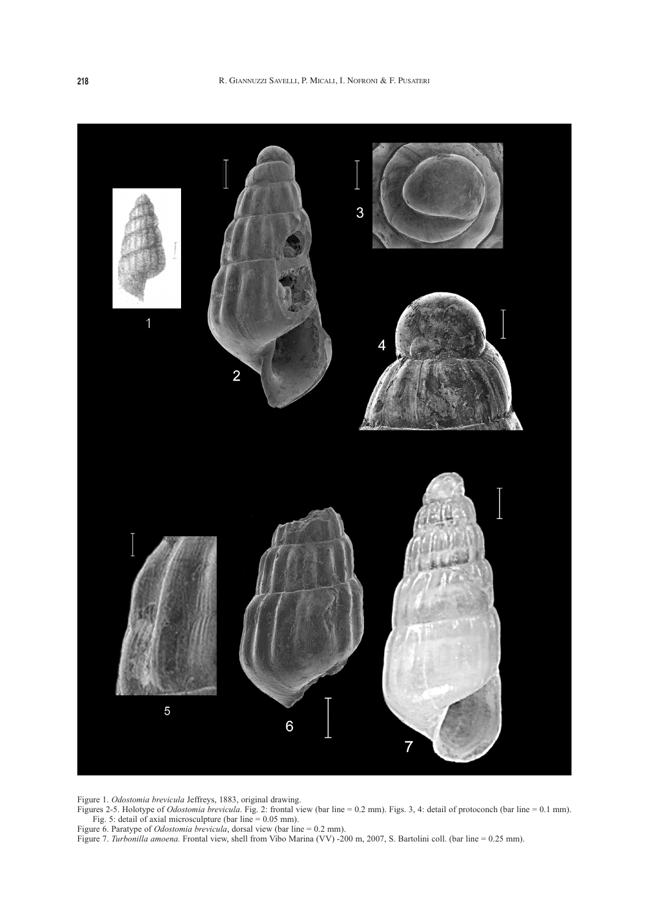Figure 1. *Odostomia brevicula* Jeffreys, 1883, original drawing.

Figures 2-5. Holotype of *Odostomia brevicula*. Fig. 2: frontal view (bar line = 0.2 mm). Figs. 3, 4: detail of protoconch (bar line = 0.1 mm). Fig. 5: detail of axial microsculpture (bar line = 0.05 mm).

Figure 6. Paratype of *Odostomia brevicula*, dorsal view (bar line = 0.2 mm).

Figure 7. *Turbonilla amoena*. Frontal view, shell from Vibo Marina (VV) -200 m, 2007, S. Bartolini coll. (bar line = 0.25 mm).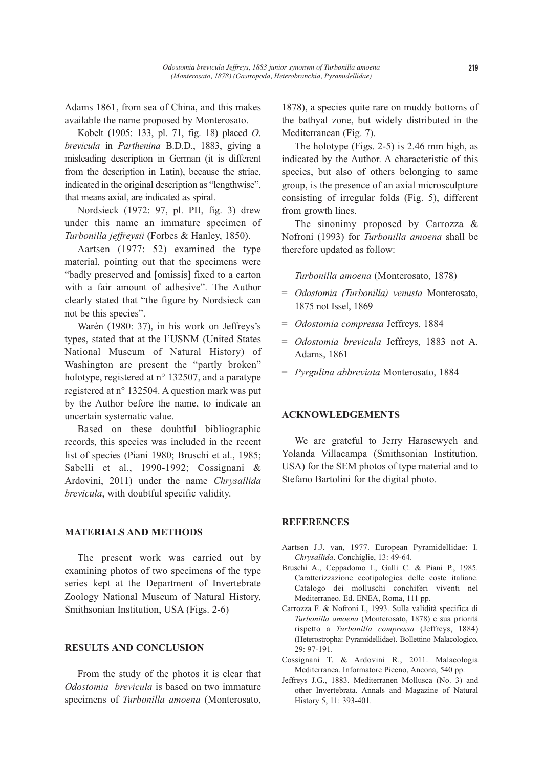Adams 1861, from sea of China, and this makes available the name proposed by Monterosato.

Kobelt (1905: 133, pl. 71, fig. 18) placed *O. brevicula* in *Parthenina* B.D.D., 1883, giving a misleading description in German (it is different from the description in Latin), because the striae, indicated in the original description as "lengthwise", that means axial, are indicated as spiral.

Nordsieck (1972: 97, pl. PII, fig. 3) drew under this name an immature specimen of *Turbonilla jeffreysii* (Forbes & Hanley, 1850).

Aartsen (1977: 52) examined the type material, pointing out that the specimens were "badly preserved and [omissis] fixed to a carton with a fair amount of adhesive". The Author clearly stated that "the figure by Nordsieck can not be this species".

Warén (1980: 37), in his work on Jeffreys's types, stated that at the l'USNM (United States National Museum of Natural History) of Washington are present the "partly broken" holotype, registered at n° 132507, and a paratype registered at n° 132504. A question mark was put by the Author before the name, to indicate an uncertain systematic value.

Based on these doubtful bibliographic records, this species was included in the recent list of species (Piani 1980; Bruschi et al., 1985; Sabelli et al., 1990-1992; Cossignani & Ardovini, 2011) under the name *Chrysallida brevicula*, with doubtful specific validity.

## MATERIALS AND METHODS

The present work was carried out by examining photos of two specimens of the type series kept at the Department of Invertebrate Zoology National Museum of Natural History, Smithsonian Institution, USA (Figs. 2-6)

## RESULTS AND CONCLUSION

From the study of the photos it is clear that *Odostomia brevicula* is based on two immature specimens of *Turbonilla amoena* (Monterosato, 1878), a species quite rare on muddy bottoms of the bathyal zone, but widely distributed in the Mediterranean (Fig. 7).

The holotype (Figs. 2-5) is 2.46 mm high, as indicated by the Author. A characteristic of this species, but also of others belonging to same group, is the presence of an axial microsculpture consisting of irregular folds (Fig. 5), different from growth lines.

The sinonimy proposed by Carrozza & Nofroni (1993) for *Turbonilla amoena* shall be therefore updated as follow:

*Turbonilla amoena* (Monterosato, 1878)

- = *Odostomia (Turbonilla) venusta* Monterosato, 1875 not Issel, 1869
- = *Odostomia compressa* Jeffreys, 1884
- = *Odostomia brevicula* Jeffreys, 1883 not A. Adams, 1861
- = *Pyrgulina abbreviata* Monterosato, 1884

## ACKNOWLEDGEMENTS

We are grateful to Jerry Harasewych and Yolanda Villacampa (Smithsonian Institution, USA) for the SEM photos of type material and to Stefano Bartolini for the digital photo.

## REFERENCES

Aartsen J.J. van, 1977. European Pyramidellidae: I. *Chrysallida*. Conchiglie, 13: 49-64.

Bruschi A., Ceppadomo I., Galli C. & Piani P., 1985. Caratterizzazione ecotipologica delle coste italiane. Catalogo dei molluschi conchiferi viventi nel Mediterraneo. Ed. ENEA, Roma, 111 pp.

Carrozza F. & Nofroni I., 1993. Sulla validità specifica di *Turbonilla amoena* (Monterosato, 1878) e sua priorità rispetto a *Turbonilla compressa* (Jeffreys, 1884) (Heterostropha: Pyramidellidae). Bollettino Malacologico, 29: 97-191.

Cossignani T. & Ardovini R., 2011. Malacologia Mediterranea. Informatore Piceno, Ancona, 540 pp.

Jeffreys J.G., 1883. Mediterranen Mollusca (No. 3) and other Invertebrata. Annals and Magazine of Natural History 5, 11: 393-401.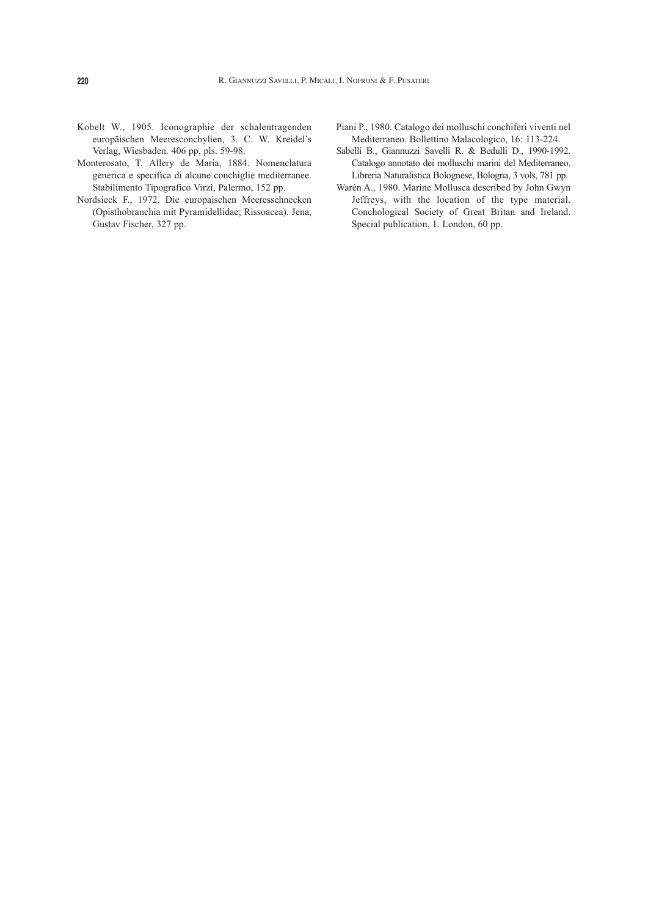Kobelt W., 1905. Iconographie der schalentragenden europäischen Meeresconchylien, 3. C. W. Kreidel's Verlag, Wiesbaden. 406 pp, pls. 59-98.

Monterosato, T. Allery de Maria, 1884. Nomenclatura generica e specifica di alcune conchiglie mediterranee. Stabilimento Tipografico Virzì, Palermo, 152 pp.

Nordsieck F., 1972. Die europaischen Meeresschnecken (Opisthobranchia mit Pyramidellidae; Rissoacea). Jena, Gustav Fischer, 327 pp.

Piani P., 1980. Catalogo dei molluschi conchiferi viventi nel Mediterraneo. Bollettino Malacologico, 16: 113-224.

Sabelli B., Giannuzzi Savelli R. & Bedulli D., 1990-1992. Catalogo annotato dei molluschi marini del Mediterraneo. Libreria Naturalistica Bolognese, Bologna, 3 vols, 781 pp.

Warén A., 1980. Marine Mollusca described by John Gwyn Jeffreys, with the location of the type material. Conchological Society of Great Britan and Ireland. Special publication, 1. London, 60 pp.